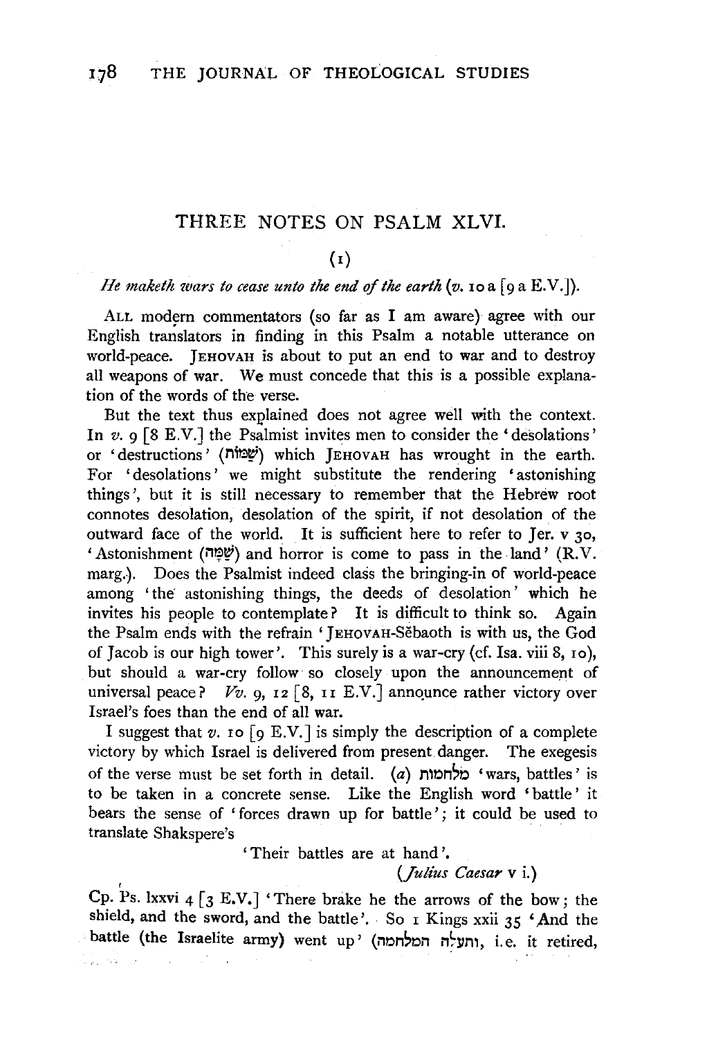# THREE NOTES ON PSALM XLVI.

## (1)

*He maketh wars to cease unto the end of the earth* (*v.* 10 a [9 a E.V.]).

ALL modern commentators (so far as I am aware) agree with our English translators in finding in this Psalm a notable utterance on world-peace. JEHOVAH is about to put an end to war and to destroy all weapons of war. We must concede that this is a possible explanation of the words of the verse.

But the text thus explained does not agree well with the context. In *v.* 9 [8 E.V.] the Psalmist invites men to consider the 'desolations' or 'destructions' (שַׁמּוֹת) which JEHOVAH has wrought in the earth. For 'desolations' we might substitute the rendering 'astonishing things', but it is still necessary to remember that the Hebrew root connotes desolation, desolation of the spirit, if not desolation of the outward face of the world. It is sufficient here to refer to Jer. v 30, 'Astonishment (שַׁמָּה) and horror is come to pass in the land' (R.V. marg.). Does the Psalmist indeed class the bringing-in of world-peace among 'the astonishing things, the deeds of desolation' which he invites his people to contemplate? It is difficult to think so. Again the Psalm ends with the refrain 'JEHOVAH-Sĕbaoth is with us, the God of Jacob is our high tower'. This surely is a war-cry (cf. Isa. viii 8, 10), but should a war-cry follow so closely upon the announcement of universal peace? *Vv.* 9, 12 [8, 11 E.V.] announce rather victory over Israel's foes than the end of all war.

I suggest that *v.* 10 [9 E.V.] is simply the description of a complete victory by which Israel is delivered from present danger. The exegesis of the verse must be set forth in detail. (*a*) מלחמות 'wars, battles' is to be taken in a concrete sense. Like the English word 'battle' it bears the sense of 'forces drawn up for battle'; it could be used to translate Shakspere's

> 'Their battles are at hand'.
>
> (*Julius Caesar* v i.)

Cp. Ps. lxxvi 4 [3 E.V.] 'There brake he the arrows of the bow; the shield, and the sword, and the battle'. So 1 Kings xxii 35 'And the battle (the Israelite army) went up' (ותעלה המלחמה, i.e. it retired,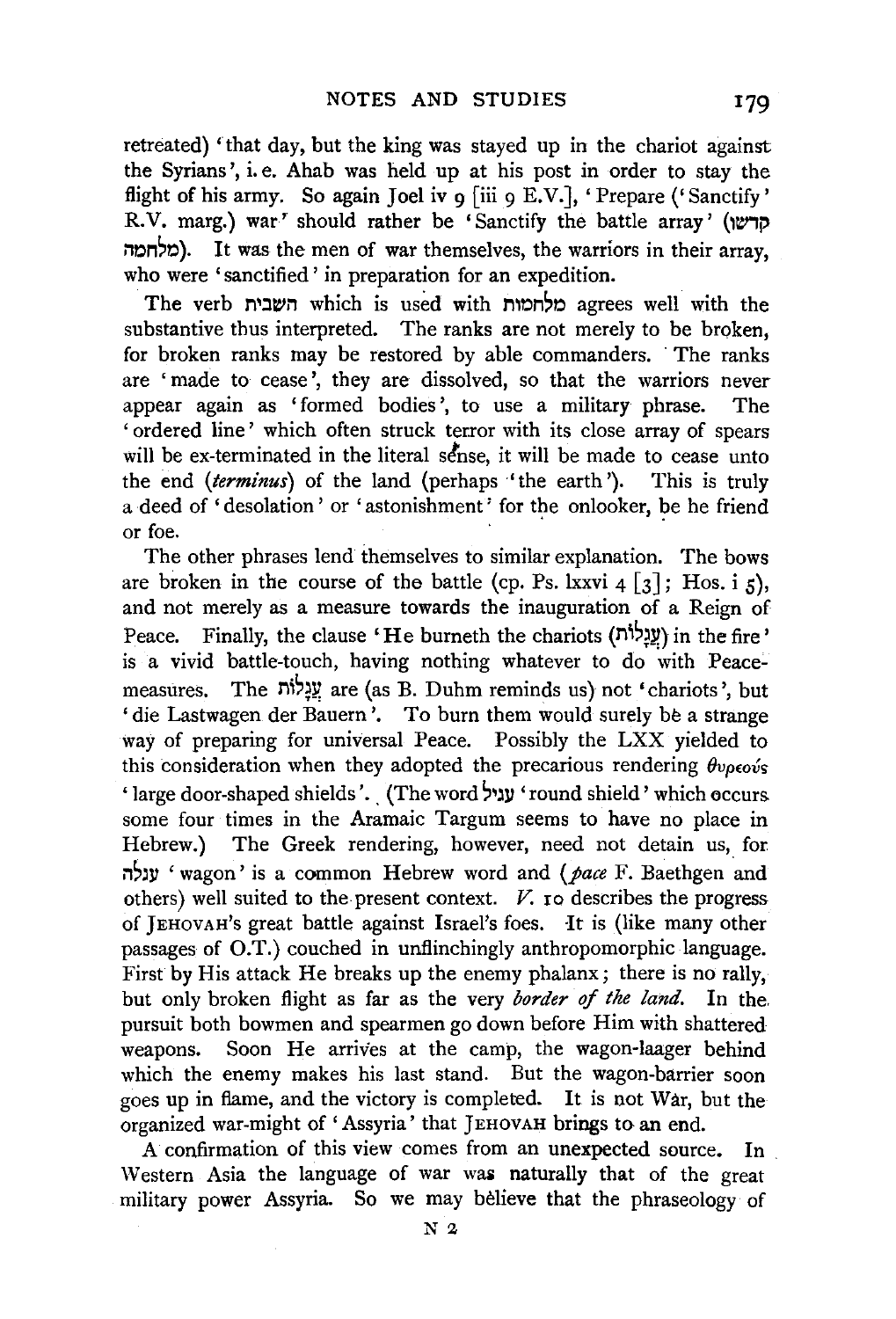retreated) 'that day, but the king was stayed up in the chariot against the Syrians', i.e. Ahab was held up at his post in order to stay the flight of his army. So again Joel iv 9 [iii 9 E.V.], 'Prepare ('Sanctify' R.V. marg.) war' should rather be 'Sanctify the battle array' (קדשו מלחמה). It was the men of war themselves, the warriors in their array, who were 'sanctified' in preparation for an expedition.

The verb השבית which is used with מלחמות agrees well with the substantive thus interpreted. The ranks are not merely to be broken, for broken ranks may be restored by able commanders. The ranks are 'made to cease', they are dissolved, so that the warriors never appear again as 'formed bodies', to use a military phrase. The 'ordered line' which often struck terror with its close array of spears will be ex-terminated in the literal sense, it will be made to cease unto the end (*terminus*) of the land (perhaps 'the earth'). This is truly a deed of 'desolation' or 'astonishment' for the onlooker, be he friend or foe.

The other phrases lend themselves to similar explanation. The bows are broken in the course of the battle (cp. Ps. lxxvi 4 [3]; Hos. i 5), and not merely as a measure towards the inauguration of a Reign of Peace. Finally, the clause 'He burneth the chariots (עֲגָלוֹת) in the fire' is a vivid battle-touch, having nothing whatever to do with Peace-measures. The עֲגָלוֹת are (as B. Duhm reminds us) not 'chariots', but 'die Lastwagen der Bauern'. To burn them would surely be a strange way of preparing for universal Peace. Possibly the LXX yielded to this consideration when they adopted the precarious rendering θυρεούς 'large door-shaped shields'. (The word עגיל 'round shield' which occurs some four times in the Aramaic Targum seems to have no place in Hebrew.) The Greek rendering, however, need not detain us, for עגלה 'wagon' is a common Hebrew word and (*pace* F. Baethgen and others) well suited to the present context. *V.* 10 describes the progress of JEHOVAH's great battle against Israel's foes. It is (like many other passages of O.T.) couched in unflinchingly anthropomorphic language. First by His attack He breaks up the enemy phalanx; there is no rally, but only broken flight as far as the very *border of the land*. In the pursuit both bowmen and spearmen go down before Him with shattered weapons. Soon He arrives at the camp, the wagon-laager behind which the enemy makes his last stand. But the wagon-barrier soon goes up in flame, and the victory is completed. It is not War, but the organized war-might of 'Assyria' that JEHOVAH brings to an end.

A confirmation of this view comes from an unexpected source. In Western Asia the language of war was naturally that of the great military power Assyria. So we may believe that the phraseology of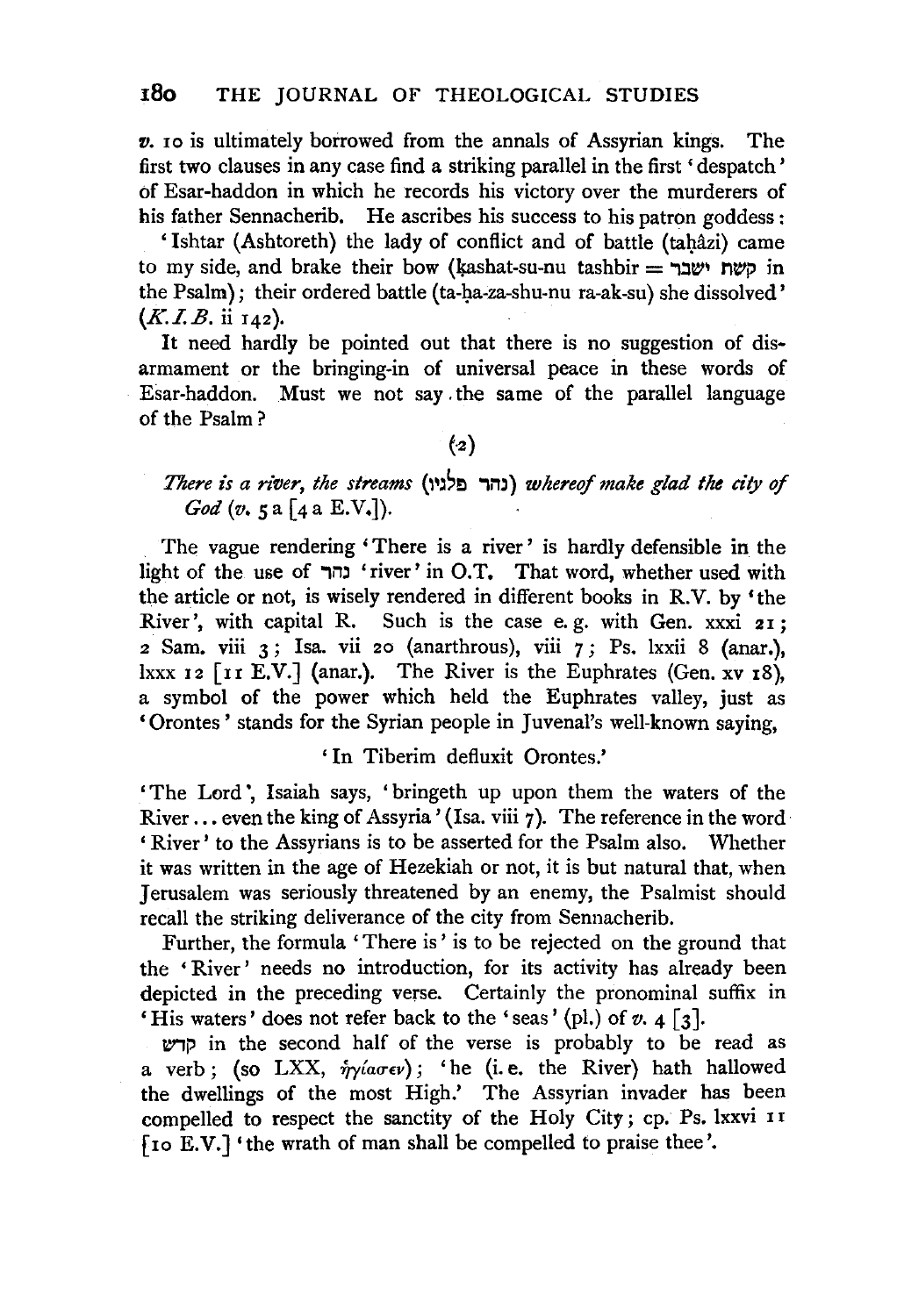*v.* 10 is ultimately borrowed from the annals of Assyrian kings. The first two clauses in any case find a striking parallel in the first 'despatch' of Esar-haddon in which he records his victory over the murderers of his father Sennacherib. He ascribes his success to his patron goddess:

'Ishtar (Ashtoreth) the lady of conflict and of battle (taḥâzi) came to my side, and brake their bow (ḳashat-su-nu tashbir = קשת ישבר in the Psalm); their ordered battle (ta-ḫa-za-shu-nu ra-ak-su) she dissolved' (*K.I.B.* ii 142).

It need hardly be pointed out that there is no suggestion of disarmament or the bringing-in of universal peace in these words of Esar-haddon. Must we not say the same of the parallel language of the Psalm?

(2)

*There is a river, the streams* (נהר פלגיו) *whereof make glad the city of God* (*v.* 5 a [4 a E.V.]).

The vague rendering 'There is a river' is hardly defensible in the light of the use of נהר 'river' in O.T. That word, whether used with the article or not, is wisely rendered in different books in R.V. by 'the River', with capital R. Such is the case e. g. with Gen. xxxi 21; 2 Sam. viii 3; Isa. vii 20 (anarthrous), viii 7; Ps. lxxii 8 (anar.), lxxx 12 [11 E.V.] (anar.). The River is the Euphrates (Gen. xv 18), a symbol of the power which held the Euphrates valley, just as 'Orontes' stands for the Syrian people in Juvenal's well-known saying,

'In Tiberim defluxit Orontes.'

'The Lord', Isaiah says, 'bringeth up upon them the waters of the River ... even the king of Assyria' (Isa. viii 7). The reference in the word 'River' to the Assyrians is to be asserted for the Psalm also. Whether it was written in the age of Hezekiah or not, it is but natural that, when Jerusalem was seriously threatened by an enemy, the Psalmist should recall the striking deliverance of the city from Sennacherib.

Further, the formula 'There is' is to be rejected on the ground that the 'River' needs no introduction, for its activity has already been depicted in the preceding verse. Certainly the pronominal suffix in 'His waters' does not refer back to the 'seas' (pl.) of *v.* 4 [3].

קדש in the second half of the verse is probably to be read as a verb; (so LXX, ἡγίασεν); 'he (i. e. the River) hath hallowed the dwellings of the most High.' The Assyrian invader has been compelled to respect the sanctity of the Holy City; cp. Ps. lxxvi 11 [10 E.V.] 'the wrath of man shall be compelled to praise thee'.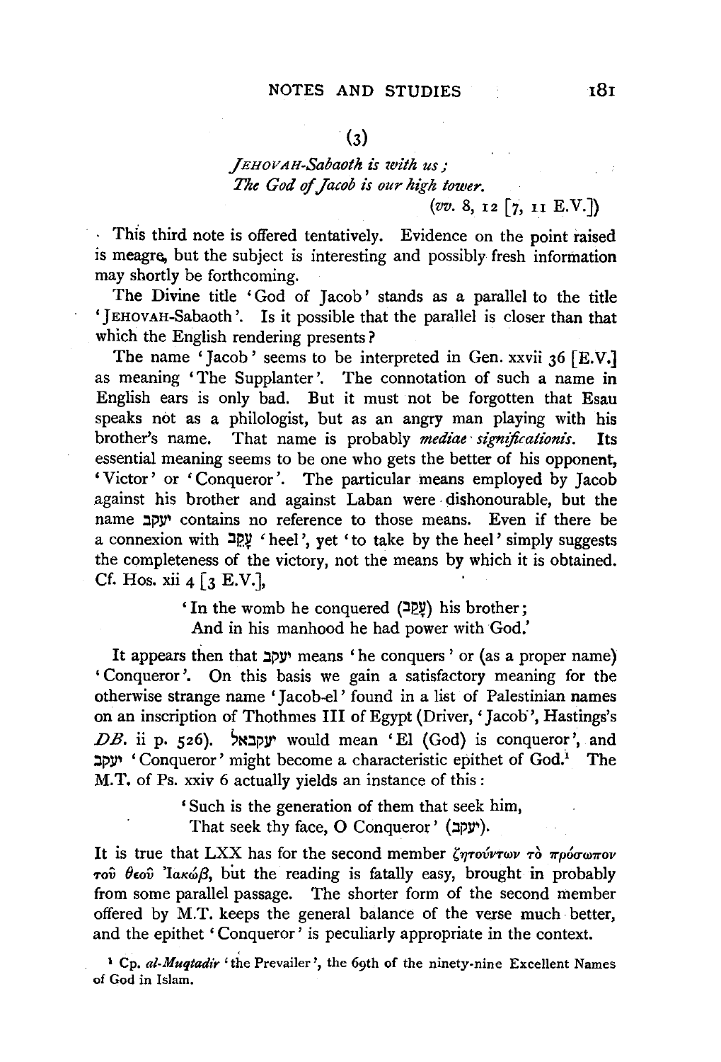(3)

*JEHOVAH-Sabaoth is with us;*
*The God of Jacob is our high tower.*
(*vv.* 8, 12 [7, 11 E.V.])

This third note is offered tentatively. Evidence on the point raised is meagre, but the subject is interesting and possibly fresh information may shortly be forthcoming.

The Divine title 'God of Jacob' stands as a parallel to the title 'JEHOVAH-Sabaoth'. Is it possible that the parallel is closer than that which the English rendering presents?

The name 'Jacob' seems to be interpreted in Gen. xxvii 36 [E.V.] as meaning 'The Supplanter'. The connotation of such a name in English ears is only bad. But it must not be forgotten that Esau speaks not as a philologist, but as an angry man playing with his brother's name. That name is probably *mediae significationis*. Its essential meaning seems to be one who gets the better of his opponent, 'Victor' or 'Conqueror'. The particular means employed by Jacob against his brother and against Laban were dishonourable, but the name יעקב contains no reference to those means. Even if there be a connexion with עָקֵב 'heel', yet 'to take by the heel' simply suggests the completeness of the victory, not the means by which it is obtained. Cf. Hos. xii 4 [3 E.V.],

> 'In the womb he conquered (עָקַב) his brother;
> And in his manhood he had power with God.'

It appears then that יעקב means 'he conquers' or (as a proper name) 'Conqueror'. On this basis we gain a satisfactory meaning for the otherwise strange name 'Jacob-el' found in a list of Palestinian names on an inscription of Thothmes III of Egypt (Driver, 'Jacob', Hastings's *DB.* ii p. 526). יעקבאל would mean 'El (God) is conqueror', and יעקב 'Conqueror' might become a characteristic epithet of God.[1] The M.T. of Ps. xxiv 6 actually yields an instance of this:

> 'Such is the generation of them that seek him,
> That seek thy face, O Conqueror' (יעקב).

It is true that LXX has for the second member ζητούντων τὸ πρόσωπον τοῦ θεοῦ Ἰακώβ, but the reading is fatally easy, brought in probably from some parallel passage. The shorter form of the second member offered by M.T. keeps the general balance of the verse much better, and the epithet 'Conqueror' is peculiarly appropriate in the context.

[1] Cp. *al-Muqtadir* 'the Prevailer', the 69th of the ninety-nine Excellent Names of God in Islam.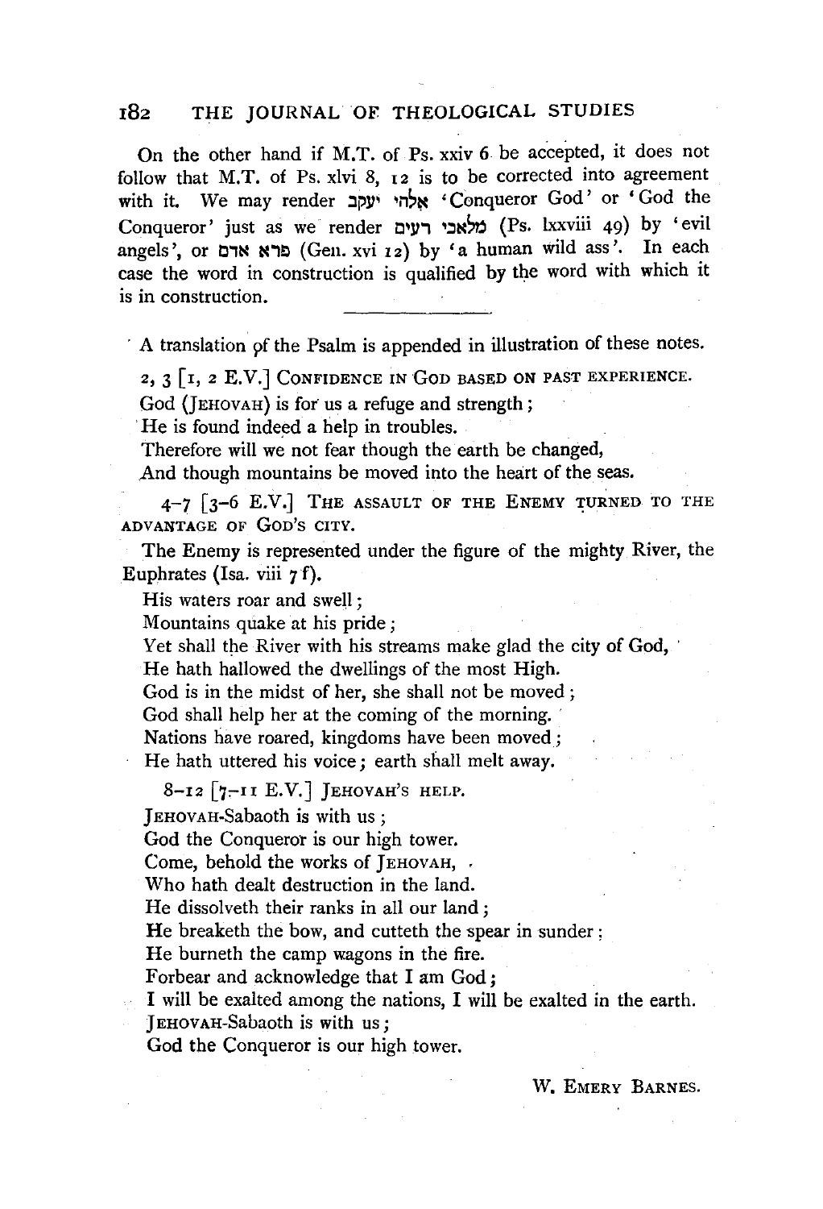On the other hand if M.T. of Ps. xxiv 6 be accepted, it does not follow that M.T. of Ps. xlvi 8, 12 is to be corrected into agreement with it. We may render אלהי יעקב 'Conqueror God' or 'God the Conqueror' just as we render מלאכי רעים (Ps. lxxviii 49) by 'evil angels', or פרא אדם (Gen. xvi 12) by 'a human wild ass'. In each case the word in construction is qualified by the word with which it is in construction.

---

A translation of the Psalm is appended in illustration of these notes.

2, 3 [1, 2 E.V.] CONFIDENCE IN GOD BASED ON PAST EXPERIENCE.

God (JEHOVAH) is for us a refuge and strength;  
He is found indeed a help in troubles.  
Therefore will we not fear though the earth be changed,  
And though mountains be moved into the heart of the seas.

4–7 [3–6 E.V.] THE ASSAULT OF THE ENEMY TURNED TO THE ADVANTAGE OF GOD'S CITY.

The Enemy is represented under the figure of the mighty River, the Euphrates (Isa. viii 7 f).

His waters roar and swell;  
Mountains quake at his pride;  
Yet shall the River with his streams make glad the city of God,  
He hath hallowed the dwellings of the most High.  
God is in the midst of her, she shall not be moved;  
God shall help her at the coming of the morning.  
Nations have roared, kingdoms have been moved;  
He hath uttered his voice; earth shall melt away.

8–12 [7–11 E.V.] JEHOVAH'S HELP.

JEHOVAH-Sabaoth is with us;  
God the Conqueror is our high tower.  
Come, behold the works of JEHOVAH,  
Who hath dealt destruction in the land.  
He dissolveth their ranks in all our land;  
He breaketh the bow, and cutteth the spear in sunder;  
He burneth the camp wagons in the fire.  
Forbear and acknowledge that I am God;  
I will be exalted among the nations, I will be exalted in the earth.  
JEHOVAH-Sabaoth is with us;  
God the Conqueror is our high tower.

W. EMERY BARNES.